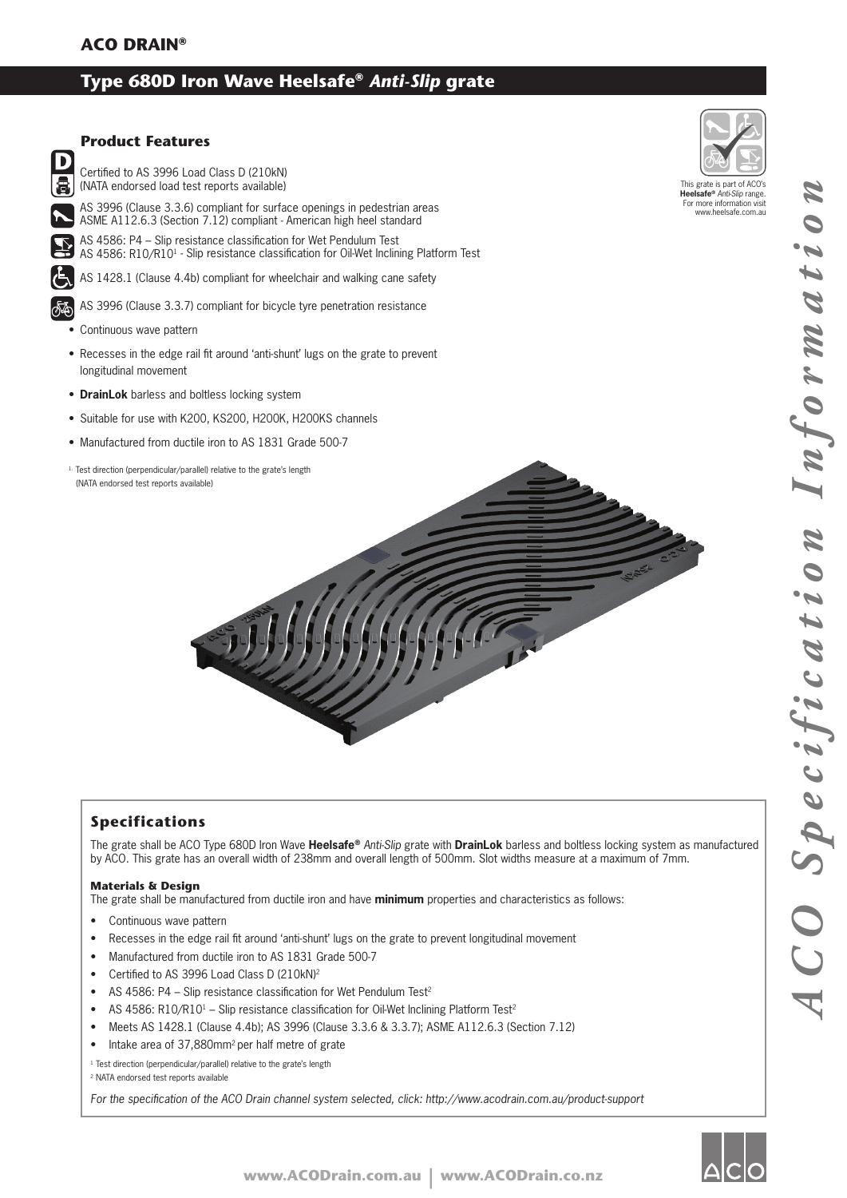**ACO DRAIN®**

# Type 680D Iron Wave Heelsafe® *Anti-Slip* grate

## Product Features

Certified to AS 3996 Load Class D (210kN)
(NATA endorsed load test reports available)

AS 3996 (Clause 3.3.6) compliant for surface openings in pedestrian areas
ASME A112.6.3 (Section 7.12) compliant - American high heel standard

AS 4586: P4 – Slip resistance classification for Wet Pendulum Test
AS 4586: R10/R10[1] - Slip resistance classification for Oil-Wet Inclining Platform Test

AS 1428.1 (Clause 4.4b) compliant for wheelchair and walking cane safety

AS 3996 (Clause 3.3.7) compliant for bicycle tyre penetration resistance

- Continuous wave pattern
- Recesses in the edge rail fit around 'anti-shunt' lugs on the grate to prevent longitudinal movement
- **DrainLok** barless and boltless locking system
- Suitable for use with K200, KS200, H200K, H200KS channels
- Manufactured from ductile iron to AS 1831 Grade 500-7

[1] Test direction (perpendicular/parallel) relative to the grate's length
(NATA endorsed test reports available)

This grate is part of ACO's **Heelsafe®** *Anti-Slip* range. For more information visit www.heelsafe.com.au

## Specifications

The grate shall be ACO Type 680D Iron Wave **Heelsafe®** *Anti-Slip* grate with **DrainLok** barless and boltless locking system as manufactured by ACO. This grate has an overall width of 238mm and overall length of 500mm. Slot widths measure at a maximum of 7mm.

### Materials & Design

The grate shall be manufactured from ductile iron and have **minimum** properties and characteristics as follows:

- Continuous wave pattern
- Recesses in the edge rail fit around 'anti-shunt' lugs on the grate to prevent longitudinal movement
- Manufactured from ductile iron to AS 1831 Grade 500-7
- Certified to AS 3996 Load Class D (210kN)[2]
- AS 4586: P4 – Slip resistance classification for Wet Pendulum Test[2]
- AS 4586: R10/R10[1] – Slip resistance classification for Oil-Wet Inclining Platform Test[2]
- Meets AS 1428.1 (Clause 4.4b); AS 3996 (Clause 3.3.6 & 3.3.7); ASME A112.6.3 (Section 7.12)
- Intake area of 37,880mm$^2$ per half metre of grate

[1] Test direction (perpendicular/parallel) relative to the grate's length
[2] NATA endorsed test reports available

*For the specification of the ACO Drain channel system selected, click: http://www.acodrain.com.au/product-support*

*ACO Specification Information*

www.ACODrain.com.au | www.ACODrain.co.nz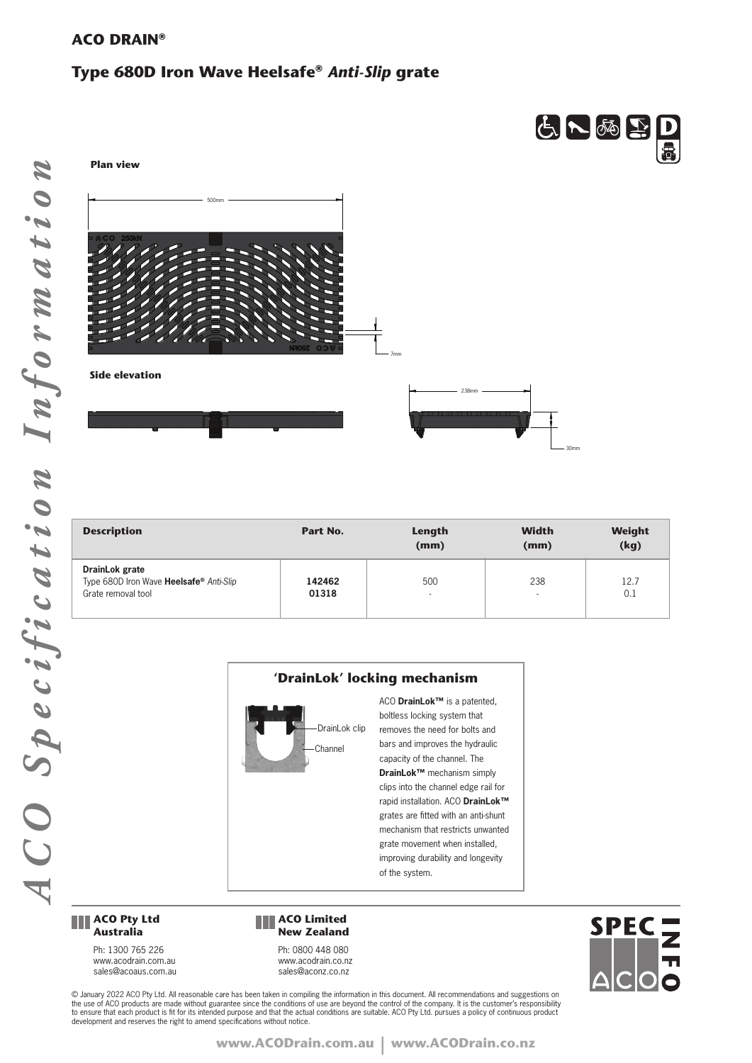**ACO DRAIN®**

## Type 680D Iron Wave Heelsafe® *Anti-Slip* grate

**Plan view**

500mm

7mm

**Side elevation**

238mm

30mm

| Description | Part No. | Length (mm) | Width (mm) | Weight (kg) |
|---|---|---|---|---|
| **DrainLok grate** | | | | |
| Type 680D Iron Wave **Heelsafe®** *Anti-Slip* | **142462** | 500 | 238 | 12.7 |
| Grate removal tool | **01318** | - | - | 0.1 |

### 'DrainLok' locking mechanism

DrainLok clip

Channel

ACO **DrainLok™** is a patented, boltless locking system that removes the need for bolts and bars and improves the hydraulic capacity of the channel. The **DrainLok™** mechanism simply clips into the channel edge rail for rapid installation. ACO **DrainLok™** grates are fitted with an anti-shunt mechanism that restricts unwanted grate movement when installed, improving durability and longevity of the system.

**ACO Pty Ltd Australia**

Ph: 1300 765 226
www.acodrain.com.au
sales@acoaus.com.au

**ACO Limited New Zealand**

Ph: 0800 448 080
www.acodrain.co.nz
sales@aconz.co.nz

© January 2022 ACO Pty Ltd. All reasonable care has been taken in compiling the information in this document. All recommendations and suggestions on the use of ACO products are made without guarantee since the conditions of use are beyond the control of the company. It is the customer's responsibility to ensure that each product is fit for its intended purpose and that the actual conditions are suitable. ACO Pty Ltd. pursues a policy of continuous product development and reserves the right to amend specifications without notice.

www.ACODrain.com.au | www.ACODrain.co.nz